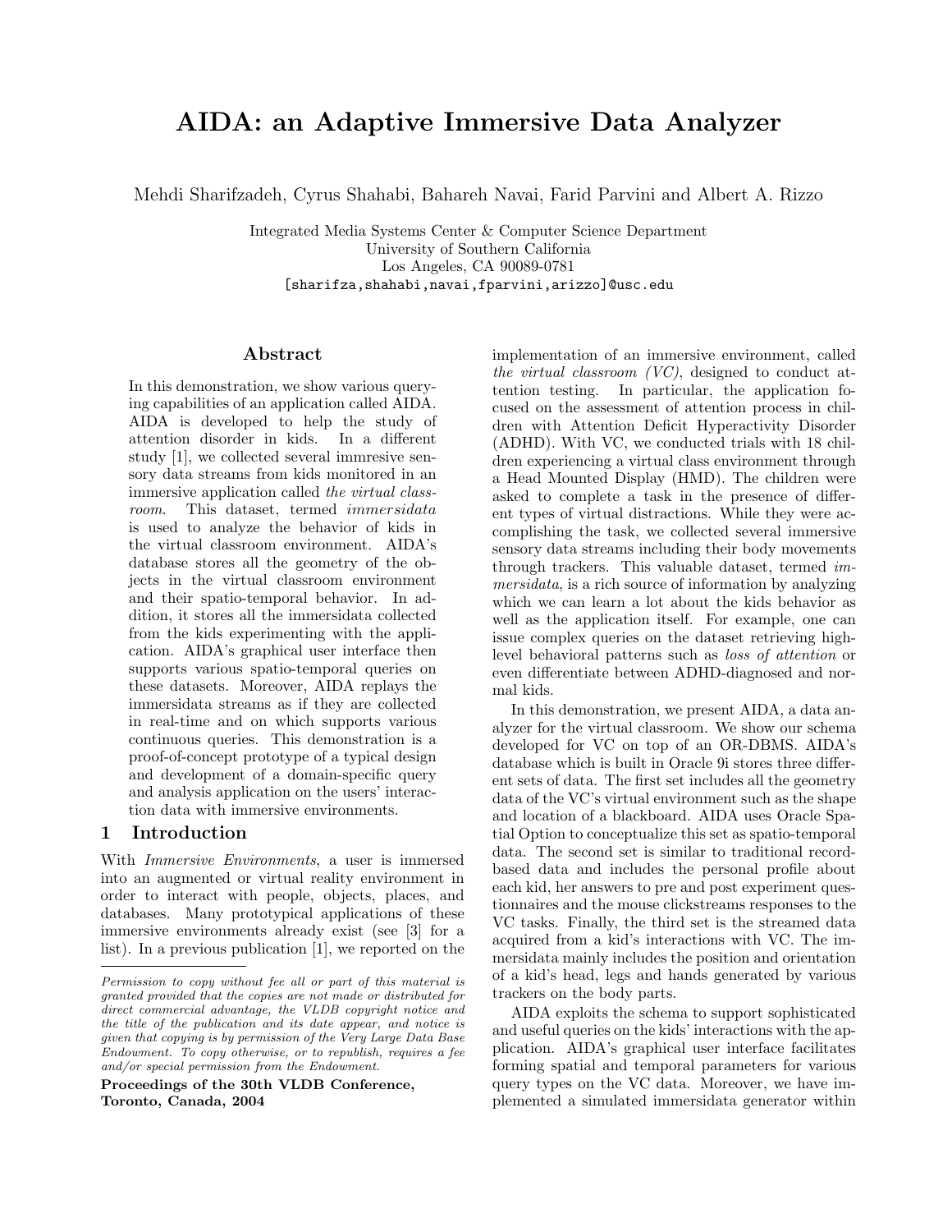# AIDA: an Adaptive Immersive Data Analyzer

Mehdi Sharifzadeh, Cyrus Shahabi, Bahareh Navai, Farid Parvini and Albert A. Rizzo

Integrated Media Systems Center & Computer Science Department
University of Southern California
Los Angeles, CA 90089-0781
[sharifza,shahabi,navai,fparvini,arizzo]@usc.edu

## Abstract

In this demonstration, we show various querying capabilities of an application called AIDA. AIDA is developed to help the study of attention disorder in kids. In a different study [1], we collected several immresive sensory data streams from kids monitored in an immersive application called *the virtual classroom*. This dataset, termed *immersidata* is used to analyze the behavior of kids in the virtual classroom environment. AIDA's database stores all the geometry of the objects in the virtual classroom environment and their spatio-temporal behavior. In addition, it stores all the immersidata collected from the kids experimenting with the application. AIDA's graphical user interface then supports various spatio-temporal queries on these datasets. Moreover, AIDA replays the immersidata streams as if they are collected in real-time and on which supports various continuous queries. This demonstration is a proof-of-concept prototype of a typical design and development of a domain-specific query and analysis application on the users' interaction data with immersive environments.

## 1 Introduction

With *Immersive Environments*, a user is immersed into an augmented or virtual reality environment in order to interact with people, objects, places, and databases. Many prototypical applications of these immersive environments already exist (see [3] for a list). In a previous publication [1], we reported on the implementation of an immersive environment, called *the virtual classroom (VC)*, designed to conduct attention testing. In particular, the application focused on the assessment of attention process in children with Attention Deficit Hyperactivity Disorder (ADHD). With VC, we conducted trials with 18 children experiencing a virtual class environment through a Head Mounted Display (HMD). The children were asked to complete a task in the presence of different types of virtual distractions. While they were accomplishing the task, we collected several immersive sensory data streams including their body movements through trackers. This valuable dataset, termed *immersidata*, is a rich source of information by analyzing which we can learn a lot about the kids behavior as well as the application itself. For example, one can issue complex queries on the dataset retrieving high-level behavioral patterns such as *loss of attention* or even differentiate between ADHD-diagnosed and normal kids.

In this demonstration, we present AIDA, a data analyzer for the virtual classroom. We show our schema developed for VC on top of an OR-DBMS. AIDA's database which is built in Oracle 9i stores three different sets of data. The first set includes all the geometry data of the VC's virtual environment such as the shape and location of a blackboard. AIDA uses Oracle Spatial Option to conceptualize this set as spatio-temporal data. The second set is similar to traditional record-based data and includes the personal profile about each kid, her answers to pre and post experiment questionnaires and the mouse clickstreams responses to the VC tasks. Finally, the third set is the streamed data acquired from a kid's interactions with VC. The immersidata mainly includes the position and orientation of a kid's head, legs and hands generated by various trackers on the body parts.

AIDA exploits the schema to support sophisticated and useful queries on the kids' interactions with the application. AIDA's graphical user interface facilitates forming spatial and temporal parameters for various query types on the VC data. Moreover, we have implemented a simulated immersidata generator within

*Permission to copy without fee all or part of this material is granted provided that the copies are not made or distributed for direct commercial advantage, the VLDB copyright notice and the title of the publication and its date appear, and notice is given that copying is by permission of the Very Large Data Base Endowment. To copy otherwise, or to republish, requires a fee and/or special permission from the Endowment.*

**Proceedings of the 30th VLDB Conference, Toronto, Canada, 2004**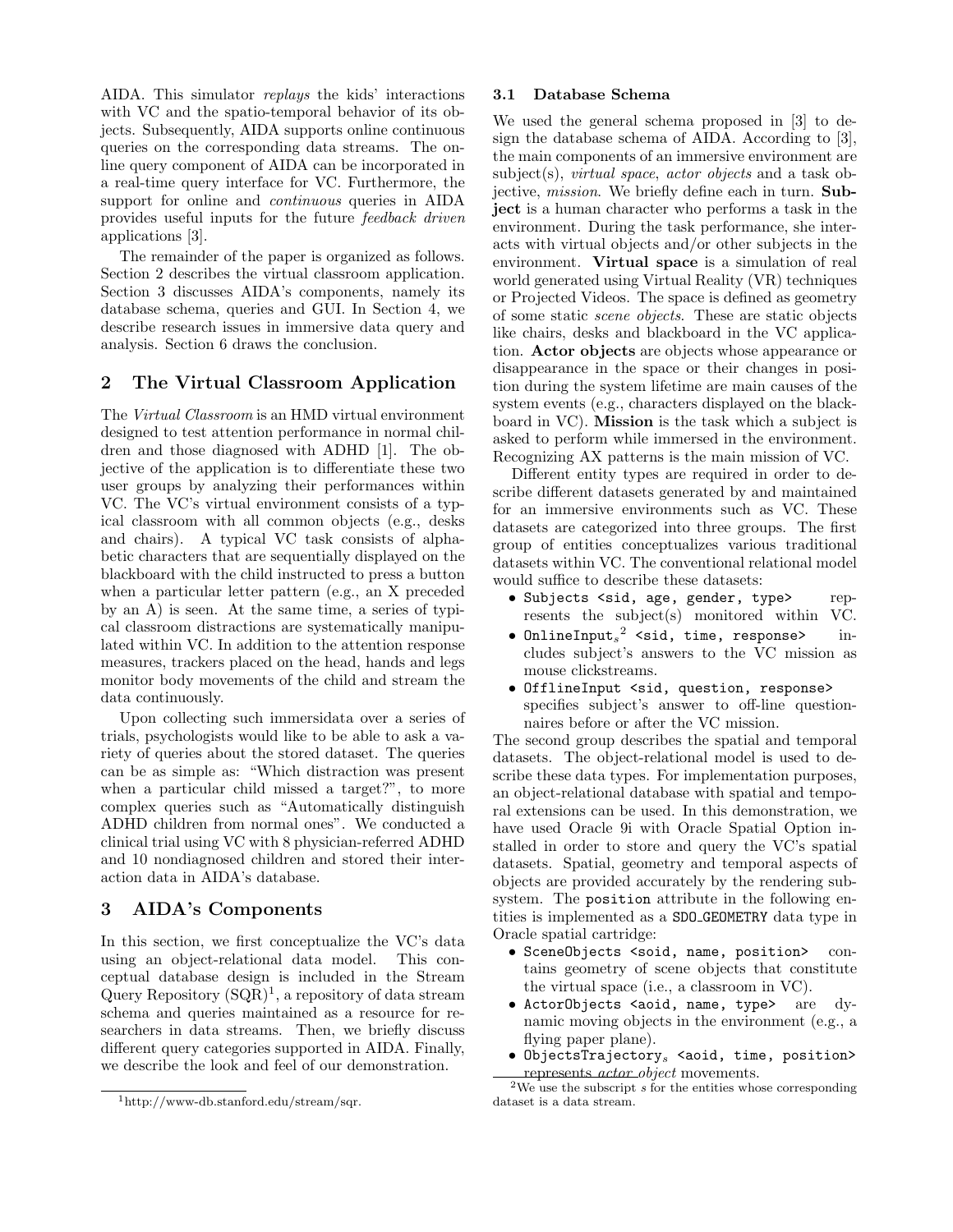AIDA. This simulator *replays* the kids' interactions with VC and the spatio-temporal behavior of its objects. Subsequently, AIDA supports online continuous queries on the corresponding data streams. The online query component of AIDA can be incorporated in a real-time query interface for VC. Furthermore, the support for online and *continuous* queries in AIDA provides useful inputs for the future *feedback driven* applications [3].

The remainder of the paper is organized as follows. Section 2 describes the virtual classroom application. Section 3 discusses AIDA's components, namely its database schema, queries and GUI. In Section 4, we describe research issues in immersive data query and analysis. Section 6 draws the conclusion.

## 2 The Virtual Classroom Application

The *Virtual Classroom* is an HMD virtual environment designed to test attention performance in normal children and those diagnosed with ADHD [1]. The objective of the application is to differentiate these two user groups by analyzing their performances within VC. The VC's virtual environment consists of a typical classroom with all common objects (e.g., desks and chairs). A typical VC task consists of alphabetic characters that are sequentially displayed on the blackboard with the child instructed to press a button when a particular letter pattern (e.g., an X preceded by an A) is seen. At the same time, a series of typical classroom distractions are systematically manipulated within VC. In addition to the attention response measures, trackers placed on the head, hands and legs monitor body movements of the child and stream the data continuously.

Upon collecting such immersidata over a series of trials, psychologists would like to be able to ask a variety of queries about the stored dataset. The queries can be as simple as: "Which distraction was present when a particular child missed a target?", to more complex queries such as "Automatically distinguish ADHD children from normal ones". We conducted a clinical trial using VC with 8 physician-referred ADHD and 10 nondiagnosed children and stored their interaction data in AIDA's database.

## 3 AIDA's Components

In this section, we first conceptualize the VC's data using an object-relational data model. This conceptual database design is included in the Stream Query Repository (SQR)[1], a repository of data stream schema and queries maintained as a resource for researchers in data streams. Then, we briefly discuss different query categories supported in AIDA. Finally, we describe the look and feel of our demonstration.

[1] http://www-db.stanford.edu/stream/sqr.

### 3.1 Database Schema

We used the general schema proposed in [3] to design the database schema of AIDA. According to [3], the main components of an immersive environment are subject(s), *virtual space*, *actor objects* and a task objective, *mission*. We briefly define each in turn. **Subject** is a human character who performs a task in the environment. During the task performance, she interacts with virtual objects and/or other subjects in the environment. **Virtual space** is a simulation of real world generated using Virtual Reality (VR) techniques or Projected Videos. The space is defined as geometry of some static *scene objects*. These are static objects like chairs, desks and blackboard in the VC application. **Actor objects** are objects whose appearance or disappearance in the space or their changes in position during the system lifetime are main causes of the system events (e.g., characters displayed on the blackboard in VC). **Mission** is the task which a subject is asked to perform while immersed in the environment. Recognizing AX patterns is the main mission of VC.

Different entity types are required in order to describe different datasets generated by and maintained for an immersive environments such as VC. These datasets are categorized into three groups. The first group of entities conceptualizes various traditional datasets within VC. The conventional relational model would suffice to describe these datasets:

- `Subjects <sid, age, gender, type>` represents the subject(s) monitored within VC.
- `OnlineInput`$_s$[2] `<sid, time, response>` includes subject's answers to the VC mission as mouse clickstreams.
- `OfflineInput <sid, question, response>` specifies subject's answer to off-line questionnaires before or after the VC mission.

The second group describes the spatial and temporal datasets. The object-relational model is used to describe these data types. For implementation purposes, an object-relational database with spatial and temporal extensions can be used. In this demonstration, we have used Oracle 9i with Oracle Spatial Option installed in order to store and query the VC's spatial datasets. Spatial, geometry and temporal aspects of objects are provided accurately by the rendering subsystem. The `position` attribute in the following entities is implemented as a `SDO_GEOMETRY` data type in Oracle spatial cartridge:

- `SceneObjects <soid, name, position>` contains geometry of scene objects that constitute the virtual space (i.e., a classroom in VC).
- `ActorObjects <aoid, name, type>` are dynamic moving objects in the environment (e.g., a flying paper plane).
- `ObjectsTrajectory`$_s$ `<aoid, time, position>` represents *actor object* movements.

[2] We use the subscript $s$ for the entities whose corresponding dataset is a data stream.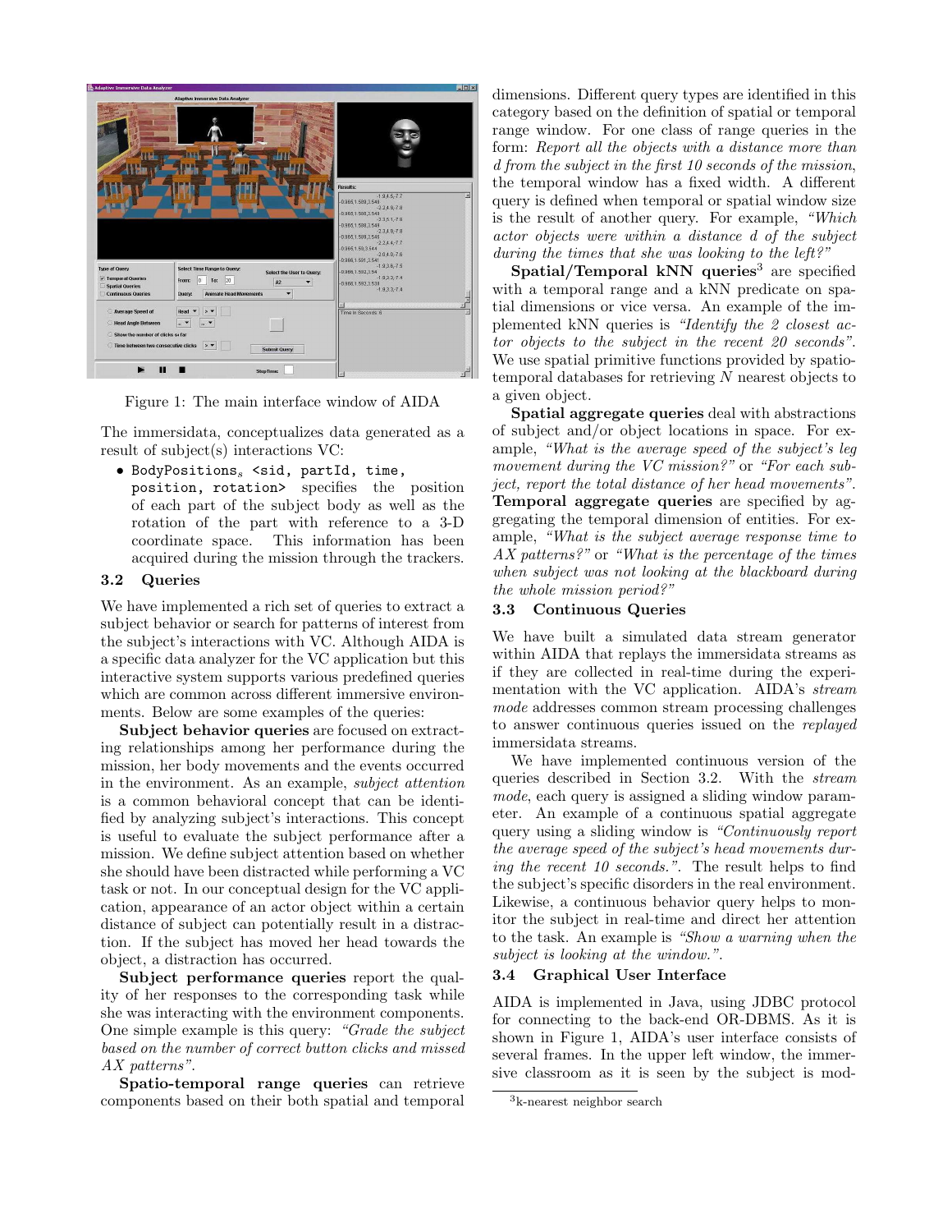Figure 1: The main interface window of AIDA

The immersidata, conceptualizes data generated as a result of subject(s) interactions VC:

- BodyPositions$_s$ <sid, partId, time, position, rotation> specifies the position of each part of the subject body as well as the rotation of the part with reference to a 3-D coordinate space. This information has been acquired during the mission through the trackers.

### 3.2 Queries

We have implemented a rich set of queries to extract a subject behavior or search for patterns of interest from the subject's interactions with VC. Although AIDA is a specific data analyzer for the VC application but this interactive system supports various predefined queries which are common across different immersive environments. Below are some examples of the queries:

**Subject behavior queries** are focused on extracting relationships among her performance during the mission, her body movements and the events occurred in the environment. As an example, *subject attention* is a common behavioral concept that can be identified by analyzing subject's interactions. This concept is useful to evaluate the subject performance after a mission. We define subject attention based on whether she should have been distracted while performing a VC task or not. In our conceptual design for the VC application, appearance of an actor object within a certain distance of subject can potentially result in a distraction. If the subject has moved her head towards the object, a distraction has occurred.

**Subject performance queries** report the quality of her responses to the corresponding task while she was interacting with the environment components. One simple example is this query: *"Grade the subject based on the number of correct button clicks and missed AX patterns"*.

**Spatio-temporal range queries** can retrieve components based on their both spatial and temporal dimensions. Different query types are identified in this category based on the definition of spatial or temporal range window. For one class of range queries in the form: *Report all the objects with a distance more than d from the subject in the first 10 seconds of the mission*, the temporal window has a fixed width. A different query is defined when temporal or spatial window size is the result of another query. For example, *"Which actor objects were within a distance d of the subject during the times that she was looking to the left?"*

**Spatial/Temporal kNN queries**[3] are specified with a temporal range and a kNN predicate on spatial dimensions or vice versa. An example of the implemented kNN queries is *"Identify the 2 closest actor objects to the subject in the recent 20 seconds"*. We use spatial primitive functions provided by spatio-temporal databases for retrieving $N$ nearest objects to a given object.

**Spatial aggregate queries** deal with abstractions of subject and/or object locations in space. For example, *"What is the average speed of the subject's leg movement during the VC mission?"* or *"For each subject, report the total distance of her head movements"*. **Temporal aggregate queries** are specified by aggregating the temporal dimension of entities. For example, *"What is the subject average response time to AX patterns?"* or *"What is the percentage of the times when subject was not looking at the blackboard during the whole mission period?"*

### 3.3 Continuous Queries

We have built a simulated data stream generator within AIDA that replays the immersidata streams as if they are collected in real-time during the experimentation with the VC application. AIDA's *stream mode* addresses common stream processing challenges to answer continuous queries issued on the *replayed* immersidata streams.

We have implemented continuous version of the queries described in Section 3.2. With the *stream mode*, each query is assigned a sliding window parameter. An example of a continuous spatial aggregate query using a sliding window is *"Continuously report the average speed of the subject's head movements during the recent 10 seconds."*. The result helps to find the subject's specific disorders in the real environment. Likewise, a continuous behavior query helps to monitor the subject in real-time and direct her attention to the task. An example is *"Show a warning when the subject is looking at the window."*.

### 3.4 Graphical User Interface

AIDA is implemented in Java, using JDBC protocol for connecting to the back-end OR-DBMS. As it is shown in Figure 1, AIDA's user interface consists of several frames. In the upper left window, the immersive classroom as it is seen by the subject is mod-

[3] k-nearest neighbor search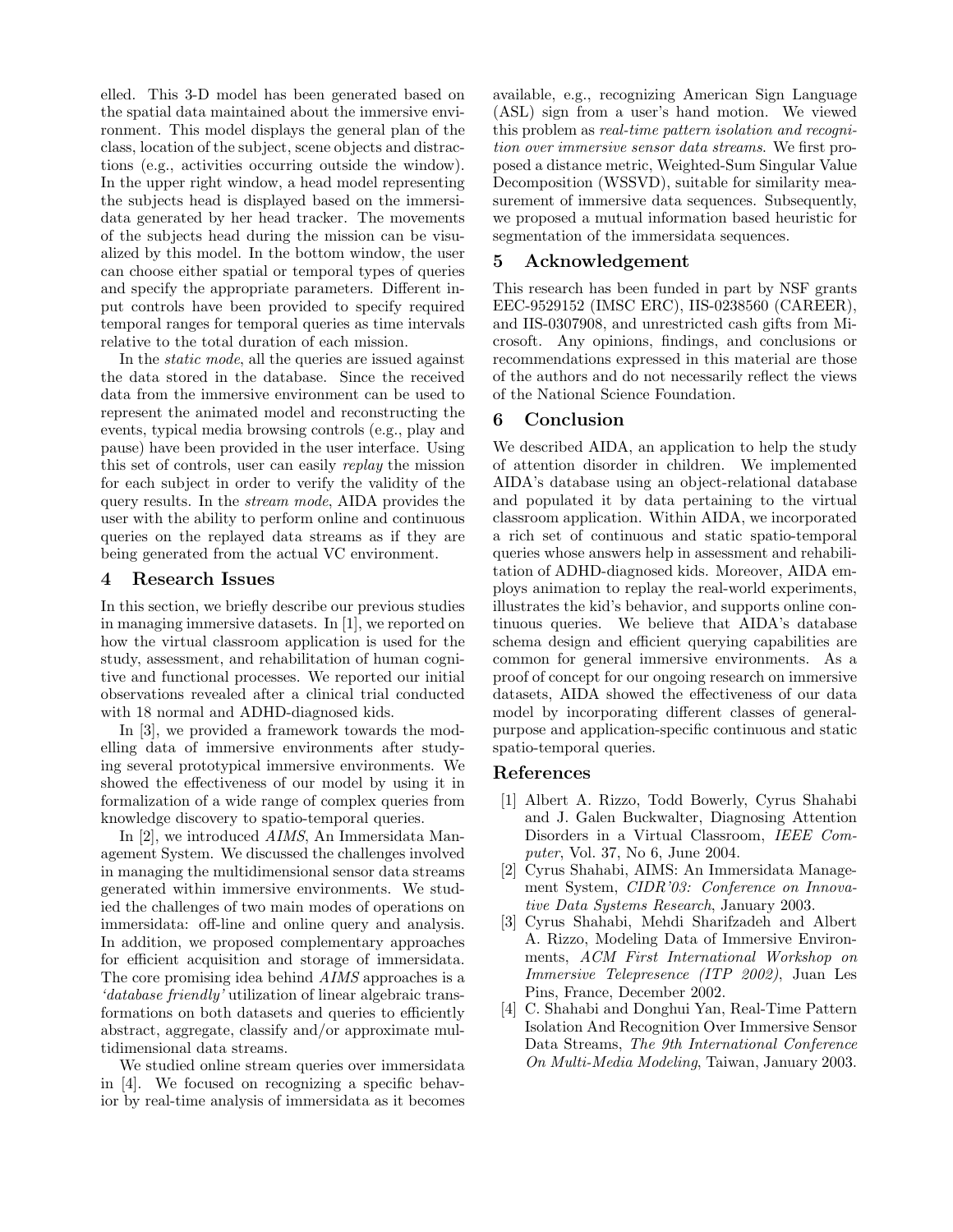elled. This 3-D model has been generated based on the spatial data maintained about the immersive environment. This model displays the general plan of the class, location of the subject, scene objects and distractions (e.g., activities occurring outside the window). In the upper right window, a head model representing the subjects head is displayed based on the immersidata generated by her head tracker. The movements of the subjects head during the mission can be visualized by this model. In the bottom window, the user can choose either spatial or temporal types of queries and specify the appropriate parameters. Different input controls have been provided to specify required temporal ranges for temporal queries as time intervals relative to the total duration of each mission.

In the *static mode*, all the queries are issued against the data stored in the database. Since the received data from the immersive environment can be used to represent the animated model and reconstructing the events, typical media browsing controls (e.g., play and pause) have been provided in the user interface. Using this set of controls, user can easily *replay* the mission for each subject in order to verify the validity of the query results. In the *stream mode*, AIDA provides the user with the ability to perform online and continuous queries on the replayed data streams as if they are being generated from the actual VC environment.

## 4 Research Issues

In this section, we briefly describe our previous studies in managing immersive datasets. In [1], we reported on how the virtual classroom application is used for the study, assessment, and rehabilitation of human cognitive and functional processes. We reported our initial observations revealed after a clinical trial conducted with 18 normal and ADHD-diagnosed kids.

In [3], we provided a framework towards the modelling data of immersive environments after studying several prototypical immersive environments. We showed the effectiveness of our model by using it in formalization of a wide range of complex queries from knowledge discovery to spatio-temporal queries.

In [2], we introduced *AIMS*, An Immersidata Management System. We discussed the challenges involved in managing the multidimensional sensor data streams generated within immersive environments. We studied the challenges of two main modes of operations on immersidata: off-line and online query and analysis. In addition, we proposed complementary approaches for efficient acquisition and storage of immersidata. The core promising idea behind *AIMS* approaches is a *'database friendly'* utilization of linear algebraic transformations on both datasets and queries to efficiently abstract, aggregate, classify and/or approximate multidimensional data streams.

We studied online stream queries over immersidata in [4]. We focused on recognizing a specific behavior by real-time analysis of immersidata as it becomes available, e.g., recognizing American Sign Language (ASL) sign from a user's hand motion. We viewed this problem as *real-time pattern isolation and recognition over immersive sensor data streams*. We first proposed a distance metric, Weighted-Sum Singular Value Decomposition (WSSVD), suitable for similarity measurement of immersive data sequences. Subsequently, we proposed a mutual information based heuristic for segmentation of the immersidata sequences.

## 5 Acknowledgement

This research has been funded in part by NSF grants EEC-9529152 (IMSC ERC), IIS-0238560 (CAREER), and IIS-0307908, and unrestricted cash gifts from Microsoft. Any opinions, findings, and conclusions or recommendations expressed in this material are those of the authors and do not necessarily reflect the views of the National Science Foundation.

## 6 Conclusion

We described AIDA, an application to help the study of attention disorder in children. We implemented AIDA's database using an object-relational database and populated it by data pertaining to the virtual classroom application. Within AIDA, we incorporated a rich set of continuous and static spatio-temporal queries whose answers help in assessment and rehabilitation of ADHD-diagnosed kids. Moreover, AIDA employs animation to replay the real-world experiments, illustrates the kid's behavior, and supports online continuous queries. We believe that AIDA's database schema design and efficient querying capabilities are common for general immersive environments. As a proof of concept for our ongoing research on immersive datasets, AIDA showed the effectiveness of our data model by incorporating different classes of general-purpose and application-specific continuous and static spatio-temporal queries.

## References

[1] Albert A. Rizzo, Todd Bowerly, Cyrus Shahabi and J. Galen Buckwalter, Diagnosing Attention Disorders in a Virtual Classroom, *IEEE Computer*, Vol. 37, No 6, June 2004.

[2] Cyrus Shahabi, AIMS: An Immersidata Management System, *CIDR'03: Conference on Innovative Data Systems Research*, January 2003.

[3] Cyrus Shahabi, Mehdi Sharifzadeh and Albert A. Rizzo, Modeling Data of Immersive Environments, *ACM First International Workshop on Immersive Telepresence (ITP 2002)*, Juan Les Pins, France, December 2002.

[4] C. Shahabi and Donghui Yan, Real-Time Pattern Isolation And Recognition Over Immersive Sensor Data Streams, *The 9th International Conference On Multi-Media Modeling*, Taiwan, January 2003.